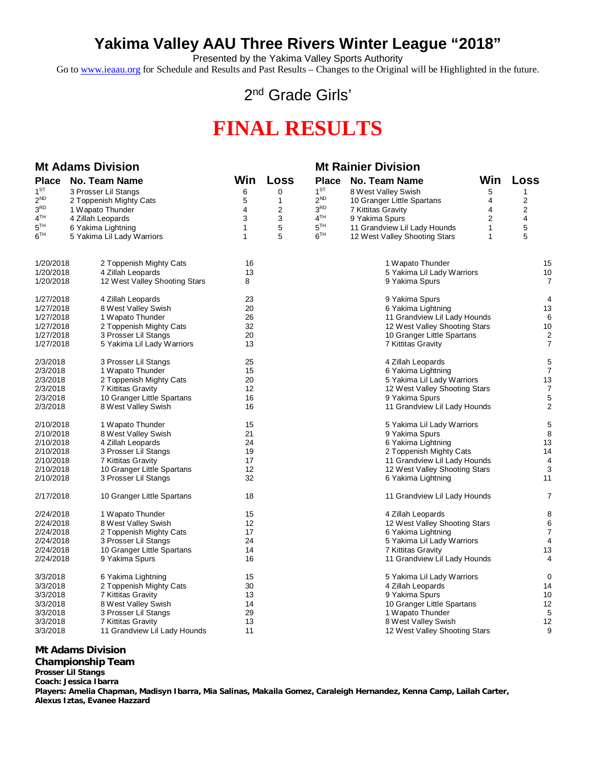# Yakima Valley AAU Three Rivers Winter League "2018"

Presented by the Yakima Valley Sports Authority

Go to www.ieaau.org for Schedule and Results and Past Results – Changes to the Original will be Highlighted in the future.

## 2nd Grade Girls'

# FINAL RESULTS

### Mt Adams Division

| Place | No. Team Name | Win | Loss |
|---|---|---|---|
| 1ST | 3 Prosser Lil Stangs | 6 | 0 |
| 2ND | 2 Toppenish Mighty Cats | 5 | 1 |
| 3RD | 1 Wapato Thunder | 4 | 2 |
| 4TH | 4 Zillah Leopards | 3 | 3 |
| 5TH | 6 Yakima Lightning | 1 | 5 |
| 6TH | 5 Yakima Lil Lady Warriors | 1 | 5 |

### Mt Rainier Division

| Place | No. Team Name | Win | Loss |
|---|---|---|---|
| 1ST | 8 West Valley Swish | 5 | 1 |
| 2ND | 10 Granger Little Spartans | 4 | 2 |
| 3RD | 7 Kittitas Gravity | 4 | 2 |
| 4TH | 9 Yakima Spurs | 2 | 4 |
| 5TH | 11 Grandview Lil Lady Hounds | 1 | 5 |
| 6TH | 12 West Valley Shooting Stars | 1 | 5 |

| | | | | |
|---|---|---|---|---|
| 1/20/2018 | 2 Toppenish Mighty Cats | 16 | 1 Wapato Thunder | 15 |
| 1/20/2018 | 4 Zillah Leopards | 13 | 5 Yakima Lil Lady Warriors | 10 |
| 1/20/2018 | 12 West Valley Shooting Stars | 8 | 9 Yakima Spurs | 7 |
| 1/27/2018 | 4 Zillah Leopards | 23 | 9 Yakima Spurs | 4 |
| 1/27/2018 | 8 West Valley Swish | 20 | 6 Yakima Lightning | 13 |
| 1/27/2018 | 1 Wapato Thunder | 26 | 11 Grandview Lil Lady Hounds | 6 |
| 1/27/2018 | 2 Toppenish Mighty Cats | 32 | 12 West Valley Shooting Stars | 10 |
| 1/27/2018 | 3 Prosser Lil Stangs | 20 | 10 Granger Little Spartans | 2 |
| 1/27/2018 | 5 Yakima Lil Lady Warriors | 13 | 7 Kittitas Gravity | 7 |
| 2/3/2018 | 3 Prosser Lil Stangs | 25 | 4 Zillah Leopards | 5 |
| 2/3/2018 | 1 Wapato Thunder | 15 | 6 Yakima Lightning | 7 |
| 2/3/2018 | 2 Toppenish Mighty Cats | 20 | 5 Yakima Lil Lady Warriors | 13 |
| 2/3/2018 | 7 Kittitas Gravity | 12 | 12 West Valley Shooting Stars | 7 |
| 2/3/2018 | 10 Granger Little Spartans | 16 | 9 Yakima Spurs | 5 |
| 2/3/2018 | 8 West Valley Swish | 16 | 11 Grandview Lil Lady Hounds | 2 |
| 2/10/2018 | 1 Wapato Thunder | 15 | 5 Yakima Lil Lady Warriors | 5 |
| 2/10/2018 | 8 West Valley Swish | 21 | 9 Yakima Spurs | 8 |
| 2/10/2018 | 4 Zillah Leopards | 24 | 6 Yakima Lightning | 13 |
| 2/10/2018 | 3 Prosser Lil Stangs | 19 | 2 Toppenish Mighty Cats | 14 |
| 2/10/2018 | 7 Kittitas Gravity | 17 | 11 Grandview Lil Lady Hounds | 4 |
| 2/10/2018 | 10 Granger Little Spartans | 12 | 12 West Valley Shooting Stars | 3 |
| 2/10/2018 | 3 Prosser Lil Stangs | 32 | 6 Yakima Lightning | 11 |
| 2/17/2018 | 10 Granger Little Spartans | 18 | 11 Grandview Lil Lady Hounds | 7 |
| 2/24/2018 | 1 Wapato Thunder | 15 | 4 Zillah Leopards | 8 |
| 2/24/2018 | 8 West Valley Swish | 12 | 12 West Valley Shooting Stars | 6 |
| 2/24/2018 | 2 Toppenish Mighty Cats | 17 | 6 Yakima Lightning | 7 |
| 2/24/2018 | 3 Prosser Lil Stangs | 24 | 5 Yakima Lil Lady Warriors | 4 |
| 2/24/2018 | 10 Granger Little Spartans | 14 | 7 Kittitas Gravity | 13 |
| 2/24/2018 | 9 Yakima Spurs | 16 | 11 Grandview Lil Lady Hounds | 4 |
| 3/3/2018 | 6 Yakima Lightning | 15 | 5 Yakima Lil Lady Warriors | 0 |
| 3/3/2018 | 2 Toppenish Mighty Cats | 30 | 4 Zillah Leopards | 14 |
| 3/3/2018 | 7 Kittitas Gravity | 13 | 9 Yakima Spurs | 10 |
| 3/3/2018 | 8 West Valley Swish | 14 | 10 Granger Little Spartans | 12 |
| 3/3/2018 | 3 Prosser Lil Stangs | 29 | 1 Wapato Thunder | 5 |
| 3/3/2018 | 7 Kittitas Gravity | 13 | 8 West Valley Swish | 12 |
| 3/3/2018 | 11 Grandview Lil Lady Hounds | 11 | 12 West Valley Shooting Stars | 9 |

### Mt Adams Division

### Championship Team

**Prosser Lil Stangs**

**Coach: Jessica Ibarra**

**Players: Amelia Chapman, Madisyn Ibarra, Mia Salinas, Makaila Gomez, Caraleigh Hernandez, Kenna Camp, Lailah Carter, Alexus Iztas, Evanee Hazzard**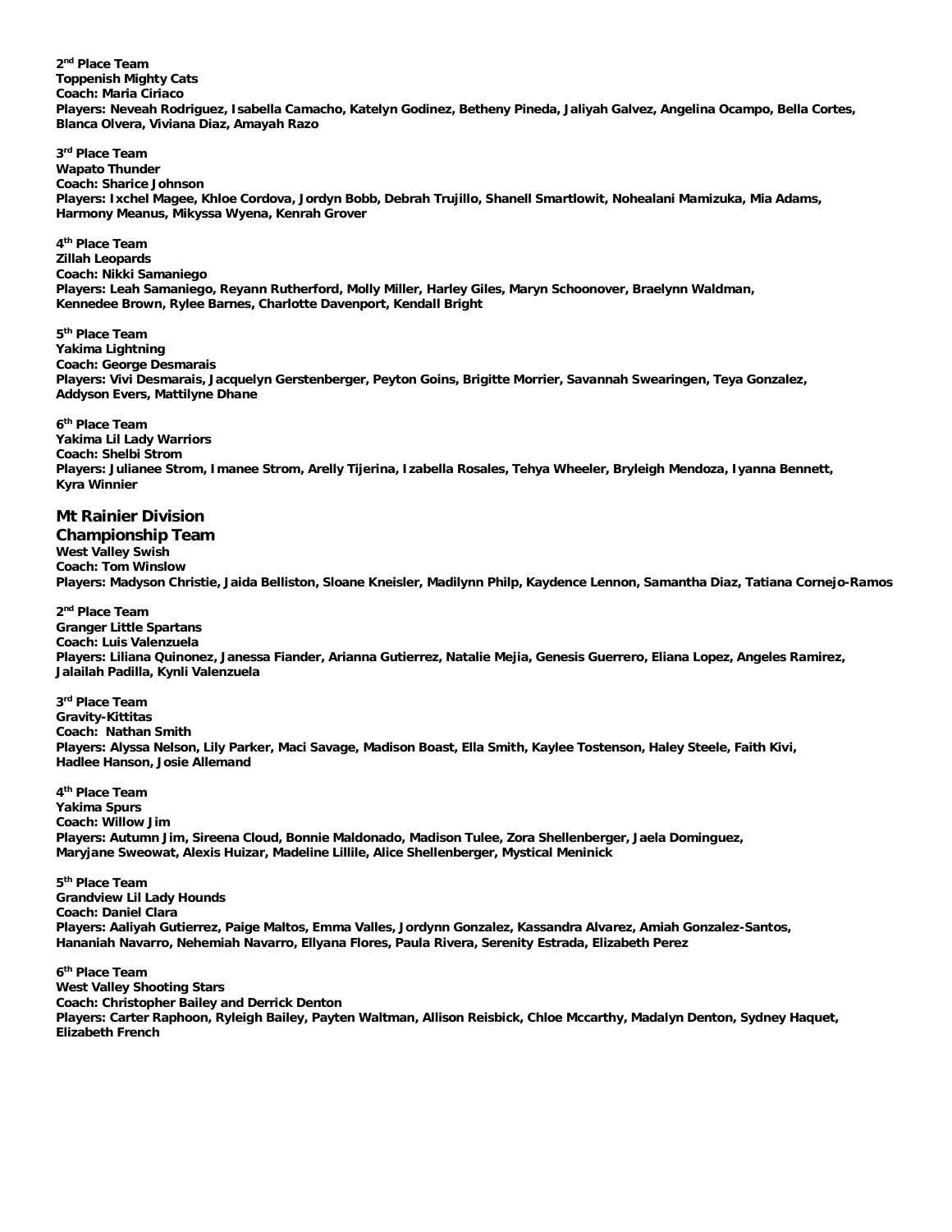**2nd Place Team**
**Toppenish Mighty Cats**
**Coach: Maria Ciriaco**
**Players: Neveah Rodriguez, Isabella Camacho, Katelyn Godinez, Betheny Pineda, Jaliyah Galvez, Angelina Ocampo, Bella Cortes, Blanca Olvera, Viviana Diaz, Amayah Razo**

**3rd Place Team**
**Wapato Thunder**
**Coach: Sharice Johnson**
**Players: Ixchel Magee, Khloe Cordova, Jordyn Bobb, Debrah Trujillo, Shanell Smartlowit, Nohealani Mamizuka, Mia Adams, Harmony Meanus, Mikyssa Wyena, Kenrah Grover**

**4th Place Team**
**Zillah Leopards**
**Coach: Nikki Samaniego**
**Players: Leah Samaniego, Reyann Rutherford, Molly Miller, Harley Giles, Maryn Schoonover, Braelynn Waldman, Kennedee Brown, Rylee Barnes, Charlotte Davenport, Kendall Bright**

**5th Place Team**
**Yakima Lightning**
**Coach: George Desmarais**
**Players: Vivi Desmarais, Jacquelyn Gerstenberger, Peyton Goins, Brigitte Morrier, Savannah Swearingen, Teya Gonzalez, Addyson Evers, Mattilyne Dhane**

**6th Place Team**
**Yakima Lil Lady Warriors**
**Coach: Shelbi Strom**
**Players: Julianee Strom, Imanee Strom, Arelly Tijerina, Izabella Rosales, Tehya Wheeler, Bryleigh Mendoza, Iyanna Bennett, Kyra Winnier**

## Mt Rainier Division

### Championship Team

**West Valley Swish**
**Coach: Tom Winslow**
**Players: Madyson Christie, Jaida Belliston, Sloane Kneisler, Madilynn Philp, Kaydence Lennon, Samantha Diaz, Tatiana Cornejo-Ramos**

**2nd Place Team**
**Granger Little Spartans**
**Coach: Luis Valenzuela**
**Players: Liliana Quinonez, Janessa Fiander, Arianna Gutierrez, Natalie Mejia, Genesis Guerrero, Eliana Lopez, Angeles Ramirez, Jalailah Padilla, Kynli Valenzuela**

**3rd Place Team**
**Gravity-Kittitas**
**Coach: Nathan Smith**
**Players: Alyssa Nelson, Lily Parker, Maci Savage, Madison Boast, Ella Smith, Kaylee Tostenson, Haley Steele, Faith Kivi, Hadlee Hanson, Josie Allemand**

**4th Place Team**
**Yakima Spurs**
**Coach: Willow Jim**
**Players: Autumn Jim, Sireena Cloud, Bonnie Maldonado, Madison Tulee, Zora Shellenberger, Jaela Dominguez, Maryjane Sweowat, Alexis Huizar, Madeline Lillile, Alice Shellenberger, Mystical Meninick**

**5th Place Team**
**Grandview Lil Lady Hounds**
**Coach: Daniel Clara**
**Players: Aaliyah Gutierrez, Paige Maltos, Emma Valles, Jordynn Gonzalez, Kassandra Alvarez, Amiah Gonzalez-Santos, Hananiah Navarro, Nehemiah Navarro, Ellyana Flores, Paula Rivera, Serenity Estrada, Elizabeth Perez**

**6th Place Team**
**West Valley Shooting Stars**
**Coach: Christopher Bailey and Derrick Denton**
**Players: Carter Raphoon, Ryleigh Bailey, Payten Waltman, Allison Reisbick, Chloe Mccarthy, Madalyn Denton, Sydney Haquet, Elizabeth French**